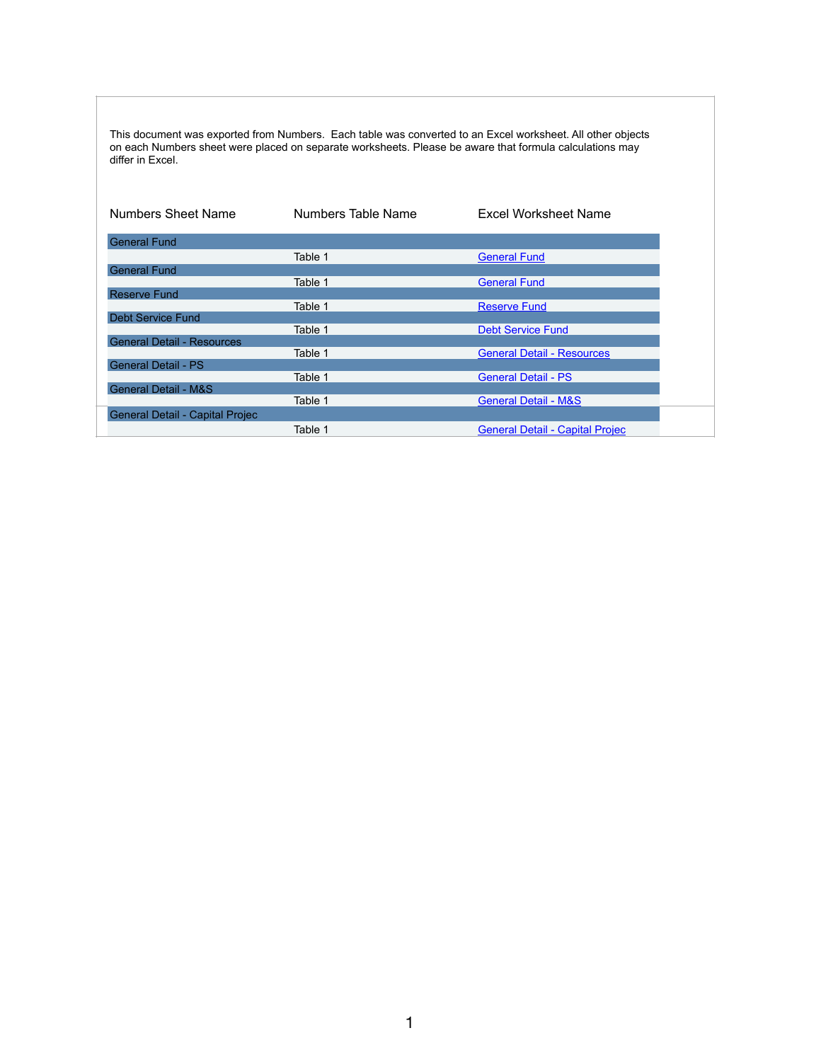This document was exported from Numbers. Each table was converted to an Excel worksheet. All other objects on each Numbers sheet were placed on separate worksheets. Please be aware that formula calculations may differ in Excel.

| Numbers Sheet Name | Numbers Table Name | Excel Worksheet Name |
|---|---|---|
| General Fund | | |
| | Table 1 | General Fund |
| General Fund | | |
| | Table 1 | General Fund |
| Reserve Fund | | |
| | Table 1 | Reserve Fund |
| Debt Service Fund | | |
| | Table 1 | Debt Service Fund |
| General Detail - Resources | | |
| | Table 1 | General Detail - Resources |
| General Detail - PS | | |
| | Table 1 | General Detail - PS |
| General Detail - M&S | | |
| | Table 1 | General Detail - M&S |
| General Detail - Capital Projec | | |
| | Table 1 | General Detail - Capital Projec |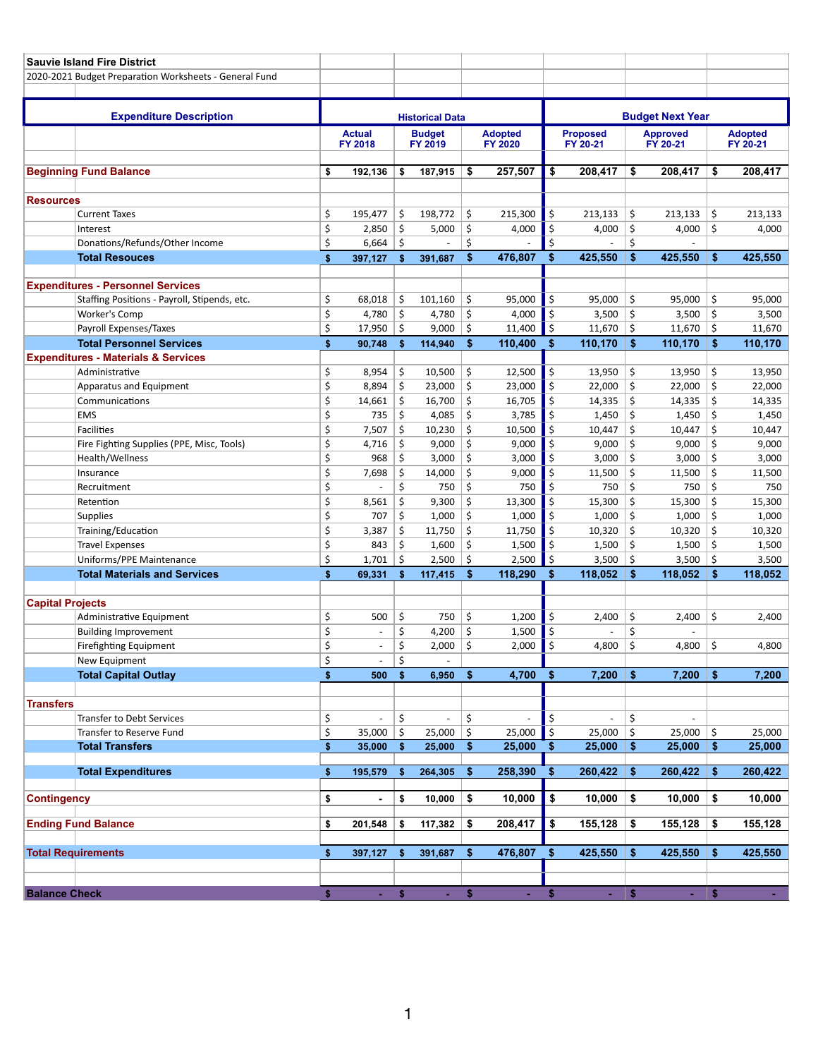**Sauvie Island Fire District**

2020-2021 Budget Preparation Worksheets - General Fund

| Expenditure Description | | Historical Data | | | Budget Next Year | | |
|---|---|---|---|---|---|---|---|
| | | Actual FY 2018 | Budget FY 2019 | Adopted FY 2020 | Proposed FY 20-21 | Approved FY 20-21 | Adopted FY 20-21 |
| **Beginning Fund Balance** | | **$ 192,136** | **$ 187,915** | **$ 257,507** | **$ 208,417** | **$ 208,417** | **$ 208,417** |
| **Resources** | | | | | | | |
| | Current Taxes | $ 195,477 | $ 198,772 | $ 215,300 | $ 213,133 | $ 213,133 | $ 213,133 |
| | Interest | $ 2,850 | $ 5,000 | $ 4,000 | $ 4,000 | $ 4,000 | $ 4,000 |
| | Donations/Refunds/Other Income | $ 6,664 | $ - | $ - | $ - | $ - | |
| | **Total Resouces** | **$ 397,127** | **$ 391,687** | **$ 476,807** | **$ 425,550** | **$ 425,550** | **$ 425,550** |
| **Expenditures - Personnel Services** | | | | | | | |
| | Staffing Positions - Payroll, Stipends, etc. | $ 68,018 | $ 101,160 | $ 95,000 | $ 95,000 | $ 95,000 | $ 95,000 |
| | Worker's Comp | $ 4,780 | $ 4,780 | $ 4,000 | $ 3,500 | $ 3,500 | $ 3,500 |
| | Payroll Expenses/Taxes | $ 17,950 | $ 9,000 | $ 11,400 | $ 11,670 | $ 11,670 | $ 11,670 |
| | **Total Personnel Services** | **$ 90,748** | **$ 114,940** | **$ 110,400** | **$ 110,170** | **$ 110,170** | **$ 110,170** |
| **Expenditures - Materials & Services** | | | | | | | |
| | Administrative | $ 8,954 | $ 10,500 | $ 12,500 | $ 13,950 | $ 13,950 | $ 13,950 |
| | Apparatus and Equipment | $ 8,894 | $ 23,000 | $ 23,000 | $ 22,000 | $ 22,000 | $ 22,000 |
| | Communications | $ 14,661 | $ 16,700 | $ 16,705 | $ 14,335 | $ 14,335 | $ 14,335 |
| | EMS | $ 735 | $ 4,085 | $ 3,785 | $ 1,450 | $ 1,450 | $ 1,450 |
| | Facilities | $ 7,507 | $ 10,230 | $ 10,500 | $ 10,447 | $ 10,447 | $ 10,447 |
| | Fire Fighting Supplies (PPE, Misc, Tools) | $ 4,716 | $ 9,000 | $ 9,000 | $ 9,000 | $ 9,000 | $ 9,000 |
| | Health/Wellness | $ 968 | $ 3,000 | $ 3,000 | $ 3,000 | $ 3,000 | $ 3,000 |
| | Insurance | $ 7,698 | $ 14,000 | $ 9,000 | $ 11,500 | $ 11,500 | $ 11,500 |
| | Recruitment | $ - | $ 750 | $ 750 | $ 750 | $ 750 | $ 750 |
| | Retention | $ 8,561 | $ 9,300 | $ 13,300 | $ 15,300 | $ 15,300 | $ 15,300 |
| | Supplies | $ 707 | $ 1,000 | $ 1,000 | $ 1,000 | $ 1,000 | $ 1,000 |
| | Training/Education | $ 3,387 | $ 11,750 | $ 11,750 | $ 10,320 | $ 10,320 | $ 10,320 |
| | Travel Expenses | $ 843 | $ 1,600 | $ 1,500 | $ 1,500 | $ 1,500 | $ 1,500 |
| | Uniforms/PPE Maintenance | $ 1,701 | $ 2,500 | $ 2,500 | $ 3,500 | $ 3,500 | $ 3,500 |
| | **Total Materials and Services** | **$ 69,331** | **$ 117,415** | **$ 118,290** | **$ 118,052** | **$ 118,052** | **$ 118,052** |
| **Capital Projects** | | | | | | | |
| | Administrative Equipment | $ 500 | $ 750 | $ 1,200 | $ 2,400 | $ 2,400 | $ 2,400 |
| | Building Improvement | $ - | $ 4,200 | $ 1,500 | $ - | $ - | |
| | Firefighting Equipment | $ - | $ 2,000 | $ 2,000 | $ 4,800 | $ 4,800 | $ 4,800 |
| | New Equipment | $ - | $ - | | | | |
| | **Total Capital Outlay** | **$ 500** | **$ 6,950** | **$ 4,700** | **$ 7,200** | **$ 7,200** | **$ 7,200** |
| **Transfers** | | | | | | | |
| | Transfer to Debt Services | $ - | $ - | $ - | $ - | $ - | |
| | Transfer to Reserve Fund | $ 35,000 | $ 25,000 | $ 25,000 | $ 25,000 | $ 25,000 | $ 25,000 |
| | **Total Transfers** | **$ 35,000** | **$ 25,000** | **$ 25,000** | **$ 25,000** | **$ 25,000** | **$ 25,000** |
| | **Total Expenditures** | **$ 195,579** | **$ 264,305** | **$ 258,390** | **$ 260,422** | **$ 260,422** | **$ 260,422** |
| **Contingency** | | **$ -** | **$ 10,000** | **$ 10,000** | **$ 10,000** | **$ 10,000** | **$ 10,000** |
| **Ending Fund Balance** | | **$ 201,548** | **$ 117,382** | **$ 208,417** | **$ 155,128** | **$ 155,128** | **$ 155,128** |
| **Total Requirements** | | **$ 397,127** | **$ 391,687** | **$ 476,807** | **$ 425,550** | **$ 425,550** | **$ 425,550** |
| **Balance Check** | | **$ -** | **$ -** | **$ -** | **$ -** | **$ -** | **$ -** |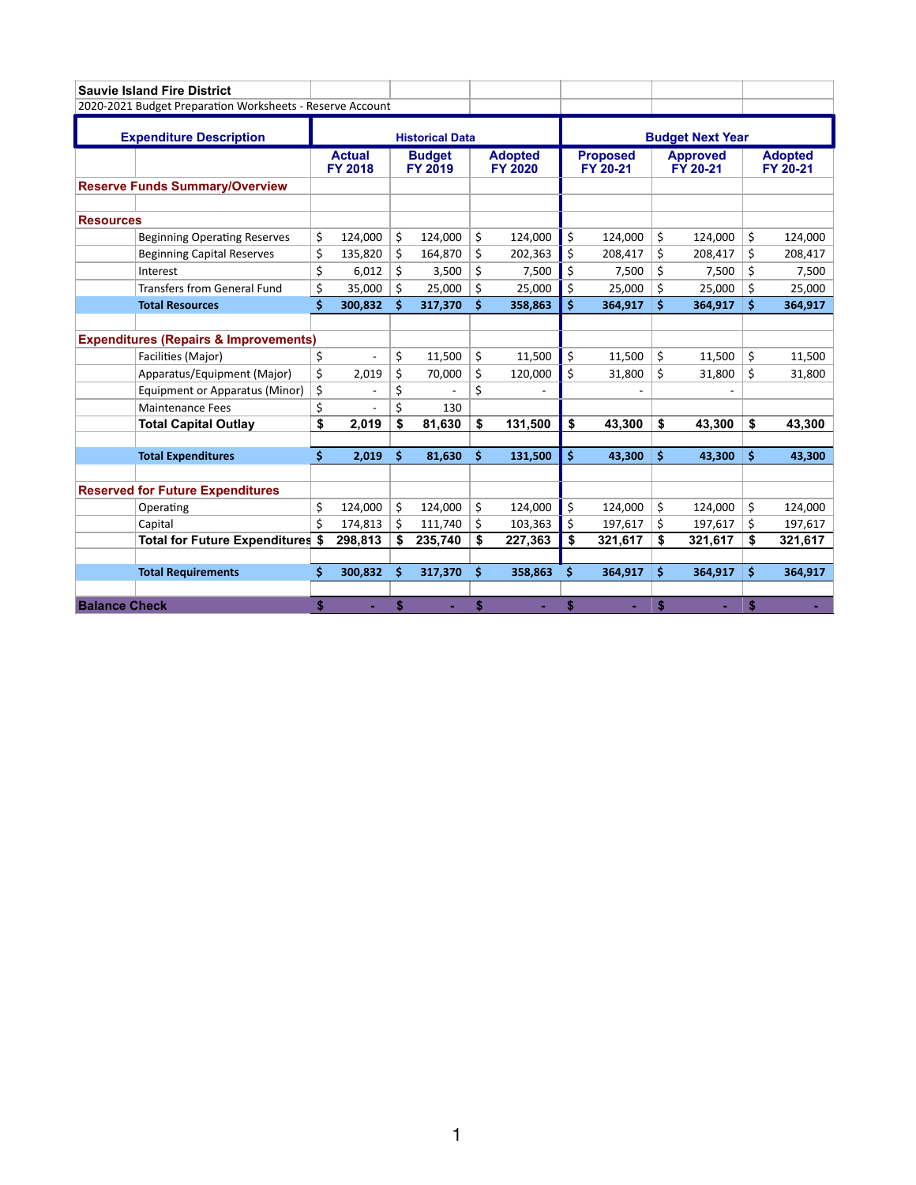**Sauvie Island Fire District**

2020-2021 Budget Preparation Worksheets - Reserve Account

| Expenditure Description | | Historical Data | | | Budget Next Year | | |
|---|---|---|---|---|---|---|---|
| | | Actual FY 2018 | Budget FY 2019 | Adopted FY 2020 | Proposed FY 20-21 | Approved FY 20-21 | Adopted FY 20-21 |
| **Reserve Funds Summary/Overview** | | | | | | | |
| | | | | | | | |
| **Resources** | | | | | | | |
| | Beginning Operating Reserves | $ 124,000 | $ 124,000 | $ 124,000 | $ 124,000 | $ 124,000 | $ 124,000 |
| | Beginning Capital Reserves | $ 135,820 | $ 164,870 | $ 202,363 | $ 208,417 | $ 208,417 | $ 208,417 |
| | Interest | $ 6,012 | $ 3,500 | $ 7,500 | $ 7,500 | $ 7,500 | $ 7,500 |
| | Transfers from General Fund | $ 35,000 | $ 25,000 | $ 25,000 | $ 25,000 | $ 25,000 | $ 25,000 |
| | **Total Resources** | **$ 300,832** | **$ 317,370** | **$ 358,863** | **$ 364,917** | **$ 364,917** | **$ 364,917** |
| | | | | | | | |
| **Expenditures (Repairs & Improvements)** | | | | | | | |
| | Facilities (Major) | $ - | $ 11,500 | $ 11,500 | $ 11,500 | $ 11,500 | $ 11,500 |
| | Apparatus/Equipment (Major) | $ 2,019 | $ 70,000 | $ 120,000 | $ 31,800 | $ 31,800 | $ 31,800 |
| | Equipment or Apparatus (Minor) | $ - | $ - | $ - | - | - | |
| | Maintenance Fees | $ - | $ 130 | | | | |
| | **Total Capital Outlay** | **$ 2,019** | **$ 81,630** | **$ 131,500** | **$ 43,300** | **$ 43,300** | **$ 43,300** |
| | | | | | | | |
| | **Total Expenditures** | **$ 2,019** | **$ 81,630** | **$ 131,500** | **$ 43,300** | **$ 43,300** | **$ 43,300** |
| | | | | | | | |
| **Reserved for Future Expenditures** | | | | | | | |
| | Operating | $ 124,000 | $ 124,000 | $ 124,000 | $ 124,000 | $ 124,000 | $ 124,000 |
| | Capital | $ 174,813 | $ 111,740 | $ 103,363 | $ 197,617 | $ 197,617 | $ 197,617 |
| | **Total for Future Expenditures** | **$ 298,813** | **$ 235,740** | **$ 227,363** | **$ 321,617** | **$ 321,617** | **$ 321,617** |
| | | | | | | | |
| | **Total Requirements** | **$ 300,832** | **$ 317,370** | **$ 358,863** | **$ 364,917** | **$ 364,917** | **$ 364,917** |
| | | | | | | | |
| **Balance Check** | | **$ -** | **$ -** | **$ -** | **$ -** | **$ -** | **$ -** |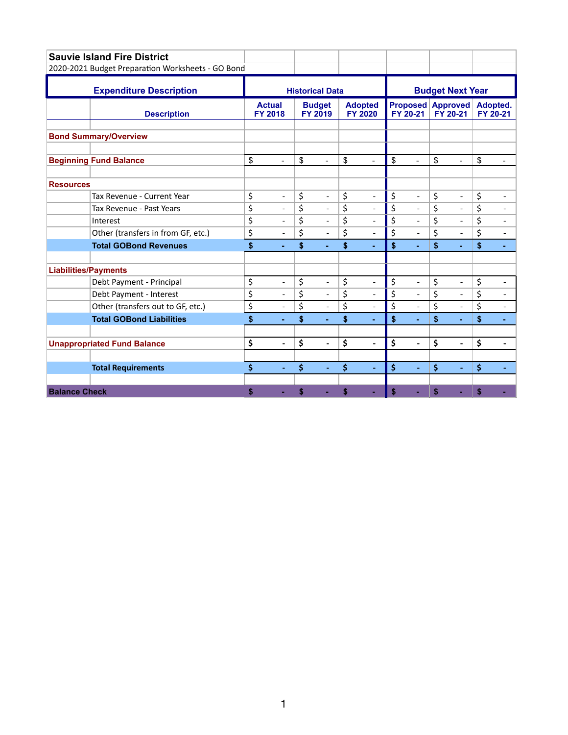**Sauvie Island Fire District**

2020-2021 Budget Preparation Worksheets - GO Bond

| Expenditure Description | | Historical Data | | | Budget Next Year | | |
|---|---|---|---|---|---|---|---|
| | Description | Actual FY 2018 | Budget FY 2019 | Adopted FY 2020 | Proposed FY 20-21 | Approved FY 20-21 | Adopted. FY 20-21 |
| | | | | | | | |
| **Bond Summary/Overview** | | | | | | | |
| | | | | | | | |
| **Beginning Fund Balance** | | $ - | $ - | $ - | $ - | $ - | $ - |
| | | | | | | | |
| **Resources** | | | | | | | |
| | Tax Revenue - Current Year | $ - | $ - | $ - | $ - | $ - | $ - |
| | Tax Revenue - Past Years | $ - | $ - | $ - | $ - | $ - | $ - |
| | Interest | $ - | $ - | $ - | $ - | $ - | $ - |
| | Other (transfers in from GF, etc.) | $ - | $ - | $ - | $ - | $ - | $ - |
| | **Total GOBond Revenues** | **$ -** | **$ -** | **$ -** | **$ -** | **$ -** | **$ -** |
| | | | | | | | |
| **Liabilities/Payments** | | | | | | | |
| | Debt Payment - Principal | $ - | $ - | $ - | $ - | $ - | $ - |
| | Debt Payment - Interest | $ - | $ - | $ - | $ - | $ - | $ - |
| | Other (transfers out to GF, etc.) | $ - | $ - | $ - | $ - | $ - | $ - |
| | **Total GOBond Liabilities** | **$ -** | **$ -** | **$ -** | **$ -** | **$ -** | **$ -** |
| | | | | | | | |
| **Unappropriated Fund Balance** | | **$ -** | **$ -** | **$ -** | **$ -** | **$ -** | **$ -** |
| | | | | | | | |
| | **Total Requirements** | **$ -** | **$ -** | **$ -** | **$ -** | **$ -** | **$ -** |
| | | | | | | | |
| **Balance Check** | | **$ -** | **$ -** | **$ -** | **$ -** | **$ -** | **$ -** |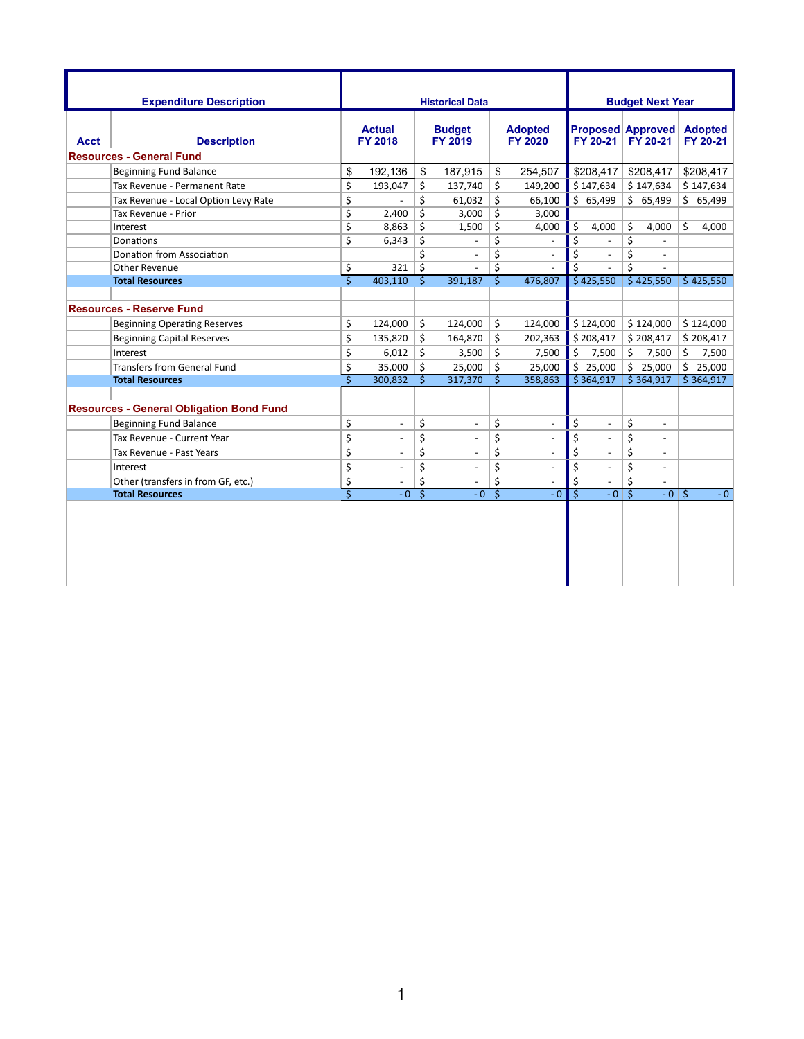| Expenditure Description | | Historical Data | | | Budget Next Year | | |
|---|---|---|---|---|---|---|---|
| **Acct** | **Description** | **Actual FY 2018** | **Budget FY 2019** | **Adopted FY 2020** | **Proposed FY 20-21** | **Approved FY 20-21** | **Adopted FY 20-21** |
| **Resources - General Fund** | | | | | | | |
| | Beginning Fund Balance | $ 192,136 | $ 187,915 | $ 254,507 | $208,417 | $208,417 | $208,417 |
| | Tax Revenue - Permanent Rate | $ 193,047 | $ 137,740 | $ 149,200 | $ 147,634 | $ 147,634 | $ 147,634 |
| | Tax Revenue - Local Option Levy Rate | $ - | $ 61,032 | $ 66,100 | $ 65,499 | $ 65,499 | $ 65,499 |
| | Tax Revenue - Prior | $ 2,400 | $ 3,000 | $ 3,000 | | | |
| | Interest | $ 8,863 | $ 1,500 | $ 4,000 | $ 4,000 | $ 4,000 | $ 4,000 |
| | Donations | $ 6,343 | $ - | $ - | $ - | $ - | |
| | Donation from Association | | $ - | $ - | $ - | $ - | |
| | Other Revenue | $ 321 | $ - | $ - | $ - | $ - | |
| | **Total Resources** | $ 403,110 | $ 391,187 | $ 476,807 | $ 425,550 | $ 425,550 | $ 425,550 |
| | | | | | | | |
| **Resources - Reserve Fund** | | | | | | | |
| | Beginning Operating Reserves | $ 124,000 | $ 124,000 | $ 124,000 | $ 124,000 | $ 124,000 | $ 124,000 |
| | Beginning Capital Reserves | $ 135,820 | $ 164,870 | $ 202,363 | $ 208,417 | $ 208,417 | $ 208,417 |
| | Interest | $ 6,012 | $ 3,500 | $ 7,500 | $ 7,500 | $ 7,500 | $ 7,500 |
| | Transfers from General Fund | $ 35,000 | $ 25,000 | $ 25,000 | $ 25,000 | $ 25,000 | $ 25,000 |
| | **Total Resources** | $ 300,832 | $ 317,370 | $ 358,863 | $ 364,917 | $ 364,917 | $ 364,917 |
| | | | | | | | |
| **Resources - General Obligation Bond Fund** | | | | | | | |
| | Beginning Fund Balance | $ - | $ - | $ - | $ - | $ - | |
| | Tax Revenue - Current Year | $ - | $ - | $ - | $ - | $ - | |
| | Tax Revenue - Past Years | $ - | $ - | $ - | $ - | $ - | |
| | Interest | $ - | $ - | $ - | $ - | $ - | |
| | Other (transfers in from GF, etc.) | $ - | $ - | $ - | $ - | $ - | |
| | **Total Resources** | $ - 0 | $ - 0 | $ - 0 | $ - 0 | $ - 0 | $ - 0 |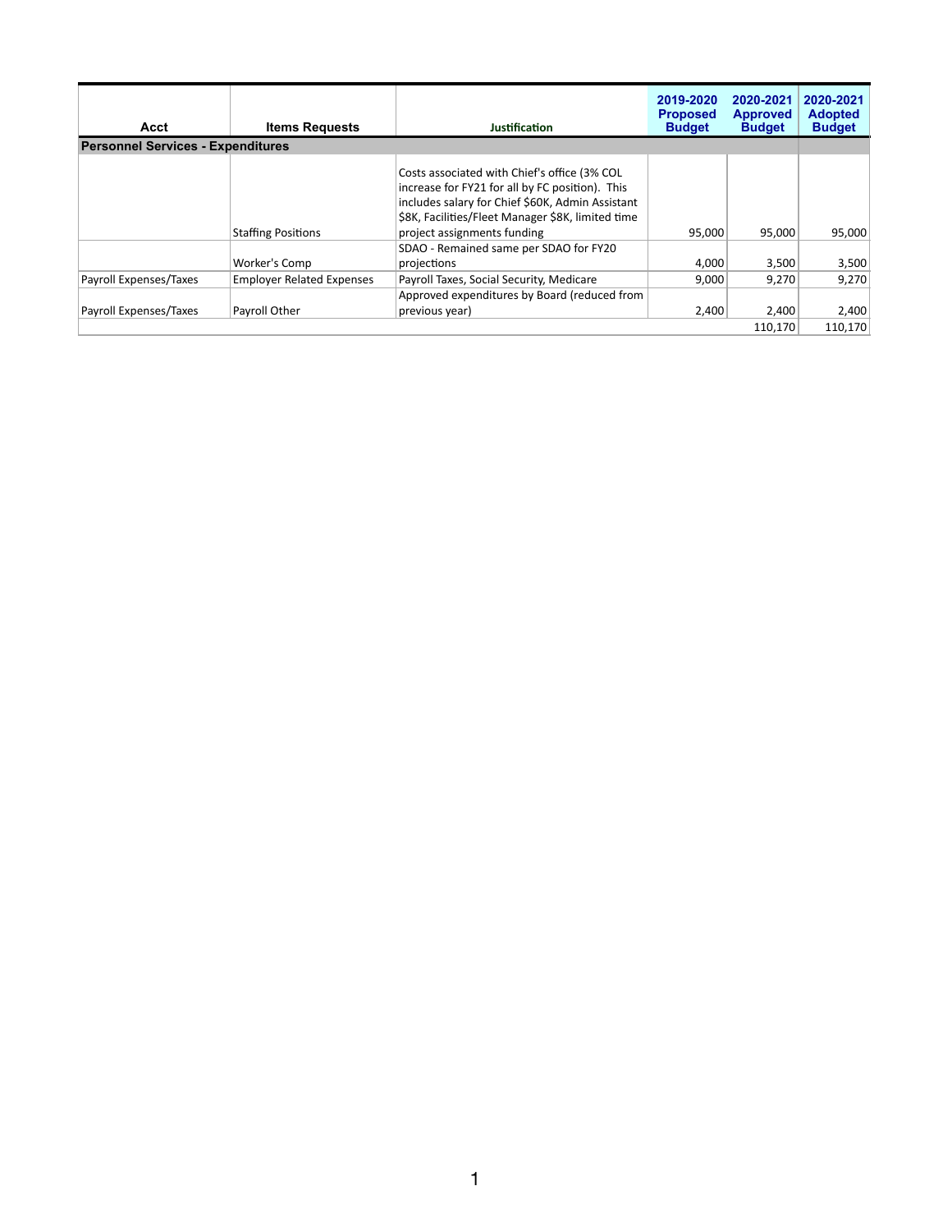| Acct | Items Requests | Justification | 2019-2020 Proposed Budget | 2020-2021 Approved Budget | 2020-2021 Adopted Budget |
|---|---|---|---|---|---|
| **Personnel Services - Expenditures** | | | | | |
| | Staffing Positions | Costs associated with Chief's office (3% COL increase for FY21 for all by FC position). This includes salary for Chief $60K, Admin Assistant $8K, Facilities/Fleet Manager $8K, limited time project assignments funding | 95,000 | 95,000 | 95,000 |
| | Worker's Comp | SDAO - Remained same per SDAO for FY20 projections | 4,000 | 3,500 | 3,500 |
| Payroll Expenses/Taxes | Employer Related Expenses | Payroll Taxes, Social Security, Medicare | 9,000 | 9,270 | 9,270 |
| Payroll Expenses/Taxes | Payroll Other | Approved expenditures by Board (reduced from previous year) | 2,400 | 2,400 | 2,400 |
| | | | | 110,170 | 110,170 |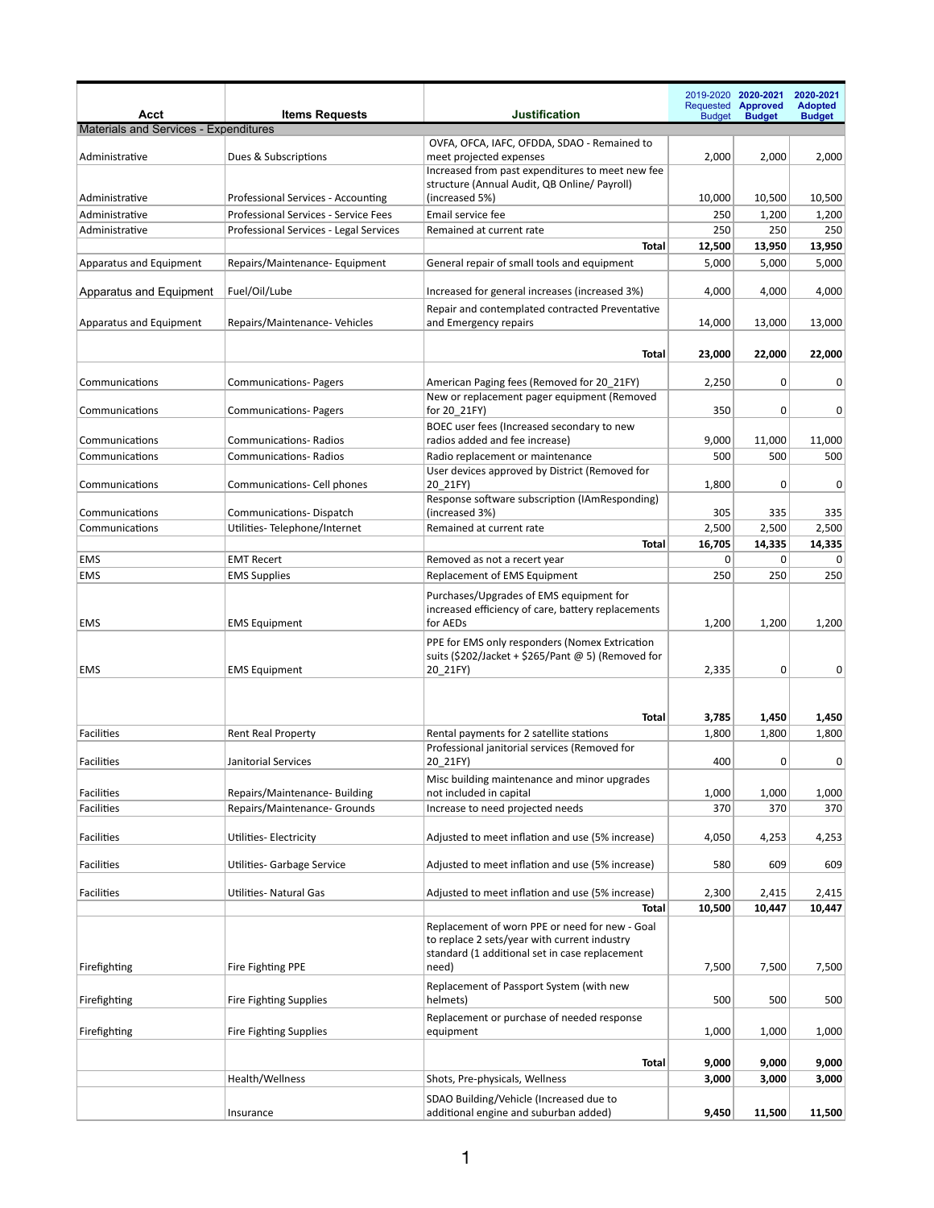| Acct | Items Requests | Justification | 2019-2020 Requested Budget | 2020-2021 Approved Budget | 2020-2021 Adopted Budget |
|---|---|---|---|---|---|
| Materials and Services - Expenditures | | | | | |
| Administrative | Dues & Subscriptions | OVFA, OFCA, IAFC, OFDDA, SDAO - Remained to meet projected expenses | 2,000 | 2,000 | 2,000 |
| Administrative | Professional Services - Accounting | Increased from past expenditures to meet new fee structure (Annual Audit, QB Online/ Payroll) (increased 5%) | 10,000 | 10,500 | 10,500 |
| Administrative | Professional Services - Service Fees | Email service fee | 250 | 1,200 | 1,200 |
| Administrative | Professional Services - Legal Services | Remained at current rate | 250 | 250 | 250 |
| | | **Total** | **12,500** | **13,950** | **13,950** |
| Apparatus and Equipment | Repairs/Maintenance- Equipment | General repair of small tools and equipment | 5,000 | 5,000 | 5,000 |
| Apparatus and Equipment | Fuel/Oil/Lube | Increased for general increases (increased 3%) | 4,000 | 4,000 | 4,000 |
| Apparatus and Equipment | Repairs/Maintenance- Vehicles | Repair and contemplated contracted Preventative and Emergency repairs | 14,000 | 13,000 | 13,000 |
| | | **Total** | **23,000** | **22,000** | **22,000** |
| Communications | Communications- Pagers | American Paging fees (Removed for 20_21FY) | 2,250 | 0 | 0 |
| Communications | Communications- Pagers | New or replacement pager equipment (Removed for 20_21FY) | 350 | 0 | 0 |
| Communications | Communications- Radios | BOEC user fees (Increased secondary to new radios added and fee increase) | 9,000 | 11,000 | 11,000 |
| Communications | Communications- Radios | Radio replacement or maintenance | 500 | 500 | 500 |
| Communications | Communications- Cell phones | User devices approved by District (Removed for 20_21FY) | 1,800 | 0 | 0 |
| Communications | Communications- Dispatch | Response software subscription (IAmResponding) (increased 3%) | 305 | 335 | 335 |
| Communications | Utilities- Telephone/Internet | Remained at current rate | 2,500 | 2,500 | 2,500 |
| | | **Total** | **16,705** | **14,335** | **14,335** |
| EMS | EMT Recert | Removed as not a recert year | 0 | 0 | 0 |
| EMS | EMS Supplies | Replacement of EMS Equipment | 250 | 250 | 250 |
| EMS | EMS Equipment | Purchases/Upgrades of EMS equipment for increased efficiency of care, battery replacements for AEDs | 1,200 | 1,200 | 1,200 |
| EMS | EMS Equipment | PPE for EMS only responders (Nomex Extrication suits ($202/Jacket + $265/Pant @ 5) (Removed for 20_21FY) | 2,335 | 0 | 0 |
| | | **Total** | **3,785** | **1,450** | **1,450** |
| Facilities | Rent Real Property | Rental payments for 2 satellite stations | 1,800 | 1,800 | 1,800 |
| Facilities | Janitorial Services | Professional janitorial services (Removed for 20_21FY) | 400 | 0 | 0 |
| Facilities | Repairs/Maintenance- Building | Misc building maintenance and minor upgrades not included in capital | 1,000 | 1,000 | 1,000 |
| Facilities | Repairs/Maintenance- Grounds | Increase to need projected needs | 370 | 370 | 370 |
| Facilities | Utilities- Electricity | Adjusted to meet inflation and use (5% increase) | 4,050 | 4,253 | 4,253 |
| Facilities | Utilities- Garbage Service | Adjusted to meet inflation and use (5% increase) | 580 | 609 | 609 |
| Facilities | Utilities- Natural Gas | Adjusted to meet inflation and use (5% increase) | 2,300 | 2,415 | 2,415 |
| | | **Total** | **10,500** | **10,447** | **10,447** |
| Firefighting | Fire Fighting PPE | Replacement of worn PPE or need for new - Goal to replace 2 sets/year with current industry standard (1 additional set in case replacement need) | 7,500 | 7,500 | 7,500 |
| Firefighting | Fire Fighting Supplies | Replacement of Passport System (with new helmets) | 500 | 500 | 500 |
| Firefighting | Fire Fighting Supplies | Replacement or purchase of needed response equipment | 1,000 | 1,000 | 1,000 |
| | | **Total** | **9,000** | **9,000** | **9,000** |
| | Health/Wellness | Shots, Pre-physicals, Wellness | **3,000** | **3,000** | **3,000** |
| | Insurance | SDAO Building/Vehicle (Increased due to additional engine and suburban added) | **9,450** | **11,500** | **11,500** |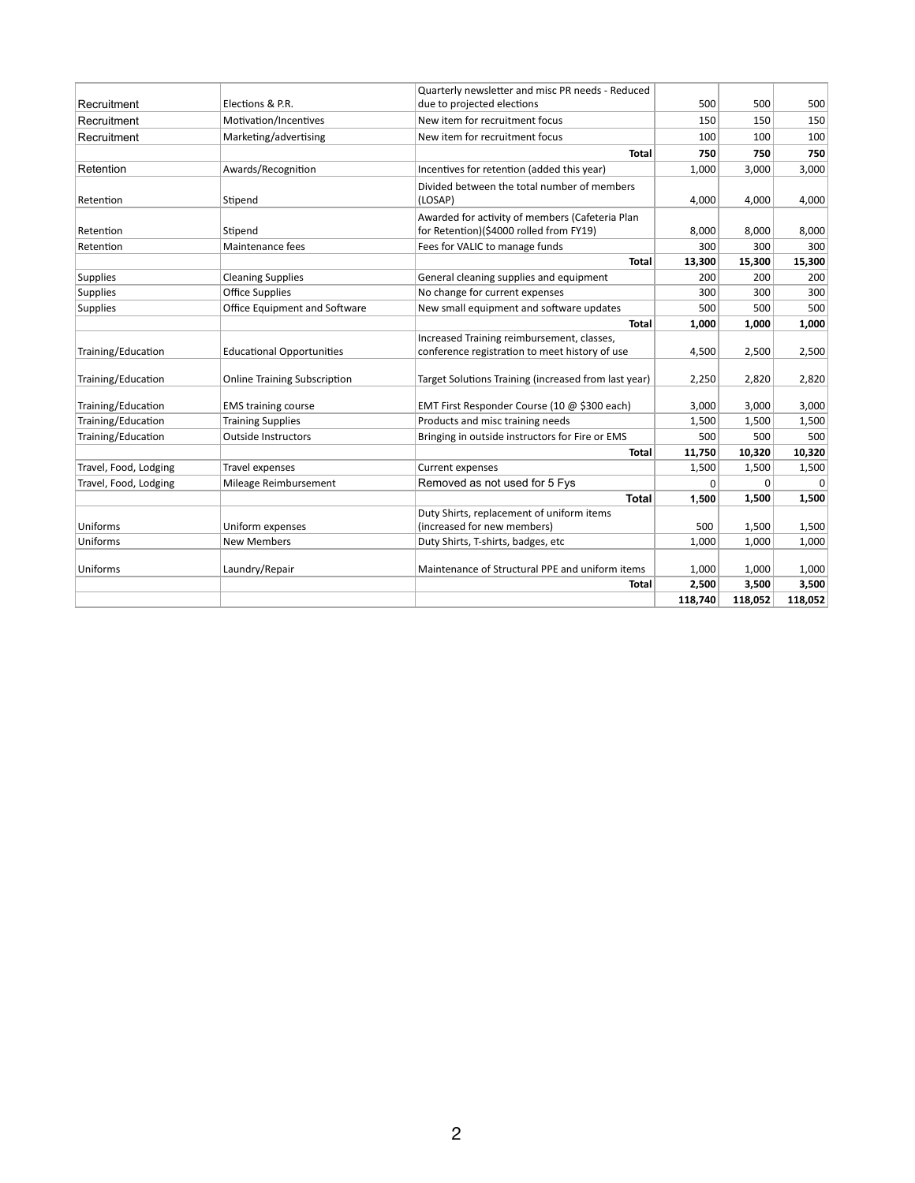| | | | | | |
|---|---|---|---|---|---|
| Recruitment | Elections & P.R. | Quarterly newsletter and misc PR needs - Reduced due to projected elections | 500 | 500 | 500 |
| Recruitment | Motivation/Incentives | New item for recruitment focus | 150 | 150 | 150 |
| Recruitment | Marketing/advertising | New item for recruitment focus | 100 | 100 | 100 |
| | | **Total** | **750** | **750** | **750** |
| Retention | Awards/Recognition | Incentives for retention (added this year) | 1,000 | 3,000 | 3,000 |
| Retention | Stipend | Divided between the total number of members (LOSAP) | 4,000 | 4,000 | 4,000 |
| Retention | Stipend | Awarded for activity of members (Cafeteria Plan for Retention)($4000 rolled from FY19) | 8,000 | 8,000 | 8,000 |
| Retention | Maintenance fees | Fees for VALIC to manage funds | 300 | 300 | 300 |
| | | **Total** | **13,300** | **15,300** | **15,300** |
| Supplies | Cleaning Supplies | General cleaning supplies and equipment | 200 | 200 | 200 |
| Supplies | Office Supplies | No change for current expenses | 300 | 300 | 300 |
| Supplies | Office Equipment and Software | New small equipment and software updates | 500 | 500 | 500 |
| | | **Total** | **1,000** | **1,000** | **1,000** |
| Training/Education | Educational Opportunities | Increased Training reimbursement, classes, conference registration to meet history of use | 4,500 | 2,500 | 2,500 |
| Training/Education | Online Training Subscription | Target Solutions Training (increased from last year) | 2,250 | 2,820 | 2,820 |
| Training/Education | EMS training course | EMT First Responder Course (10 @ $300 each) | 3,000 | 3,000 | 3,000 |
| Training/Education | Training Supplies | Products and misc training needs | 1,500 | 1,500 | 1,500 |
| Training/Education | Outside Instructors | Bringing in outside instructors for Fire or EMS | 500 | 500 | 500 |
| | | **Total** | **11,750** | **10,320** | **10,320** |
| Travel, Food, Lodging | Travel expenses | Current expenses | 1,500 | 1,500 | 1,500 |
| Travel, Food, Lodging | Mileage Reimbursement | Removed as not used for 5 Fys | 0 | 0 | 0 |
| | | **Total** | **1,500** | **1,500** | **1,500** |
| Uniforms | Uniform expenses | Duty Shirts, replacement of uniform items (increased for new members) | 500 | 1,500 | 1,500 |
| Uniforms | New Members | Duty Shirts, T-shirts, badges, etc | 1,000 | 1,000 | 1,000 |
| Uniforms | Laundry/Repair | Maintenance of Structural PPE and uniform items | 1,000 | 1,000 | 1,000 |
| | | **Total** | **2,500** | **3,500** | **3,500** |
| | | | **118,740** | **118,052** | **118,052** |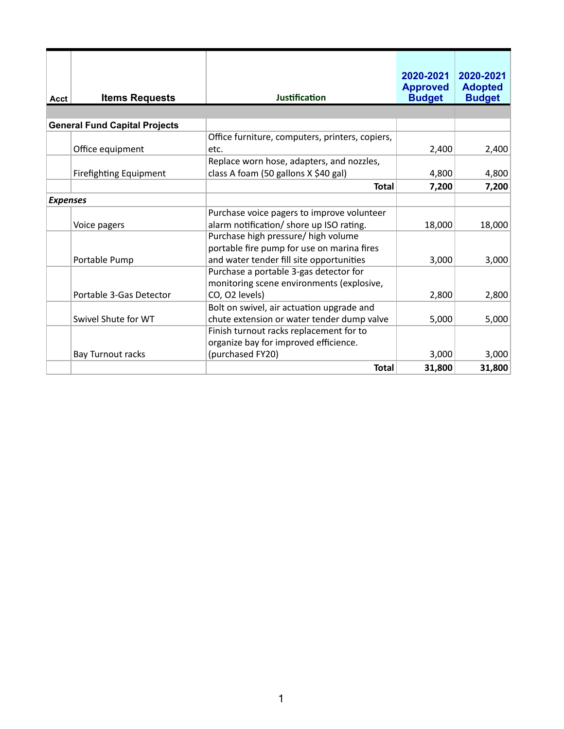| Acct | Items Requests | Justification | 2020-2021 Approved Budget | 2020-2021 Adopted Budget |
|---|---|---|---|---|
| | | | | |
| **General Fund Capital Projects** | | | | |
| | Office equipment | Office furniture, computers, printers, copiers, etc. | 2,400 | 2,400 |
| | Firefighting Equipment | Replace worn hose, adapters, and nozzles, class A foam (50 gallons X $40 gal) | 4,800 | 4,800 |
| | | **Total** | **7,200** | **7,200** |
| ***Expenses*** | | | | |
| | Voice pagers | Purchase voice pagers to improve volunteer alarm notification/ shore up ISO rating. | 18,000 | 18,000 |
| | Portable Pump | Purchase high pressure/ high volume portable fire pump for use on marina fires and water tender fill site opportunities | 3,000 | 3,000 |
| | Portable 3-Gas Detector | Purchase a portable 3-gas detector for monitoring scene environments (explosive, CO, O2 levels) | 2,800 | 2,800 |
| | Swivel Shute for WT | Bolt on swivel, air actuation upgrade and chute extension or water tender dump valve | 5,000 | 5,000 |
| | Bay Turnout racks | Finish turnout racks replacement for to organize bay for improved efficience. (purchased FY20) | 3,000 | 3,000 |
| | | **Total** | **31,800** | **31,800** |